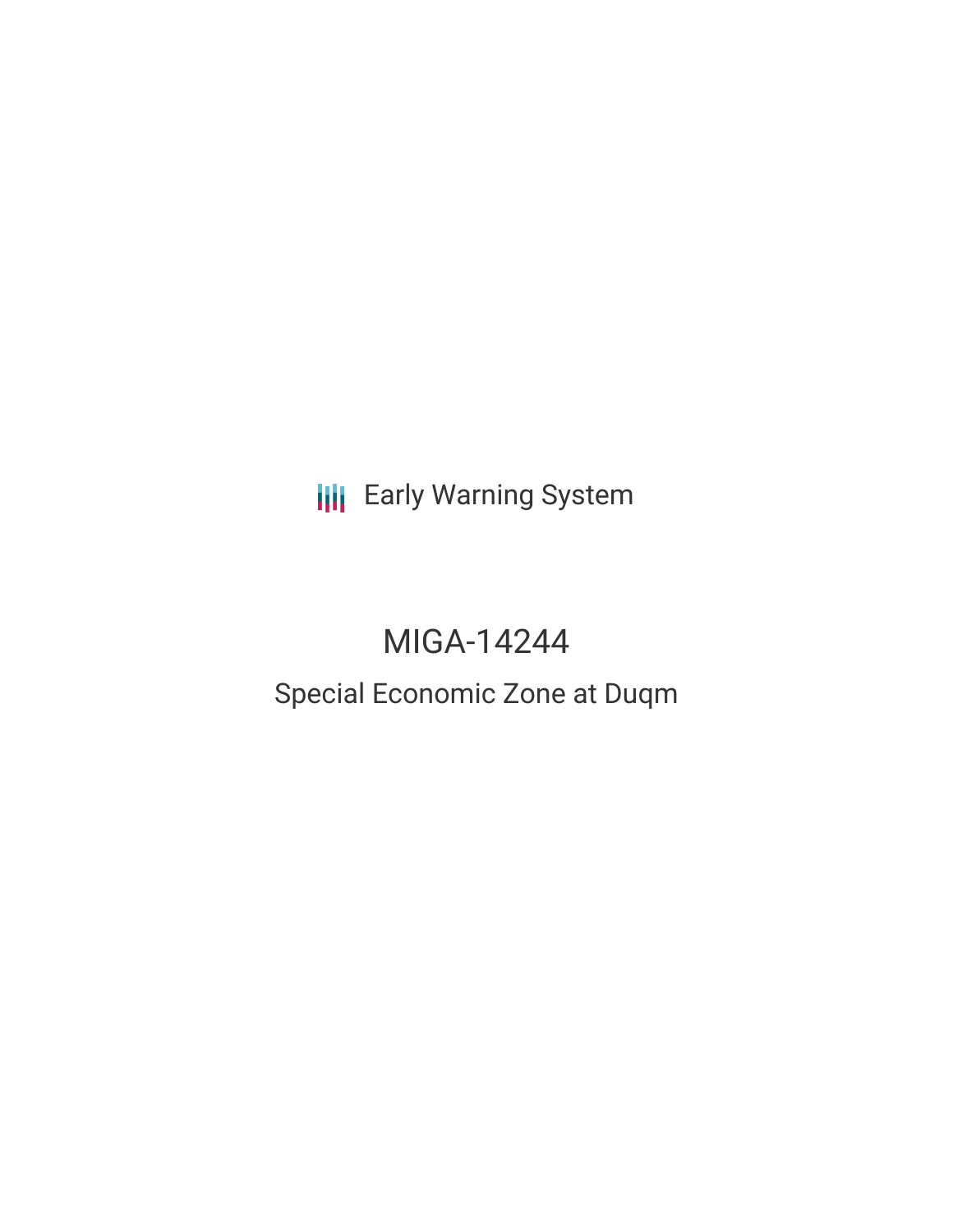Early Warning System

# MIGA-14244

## Special Economic Zone at Duqm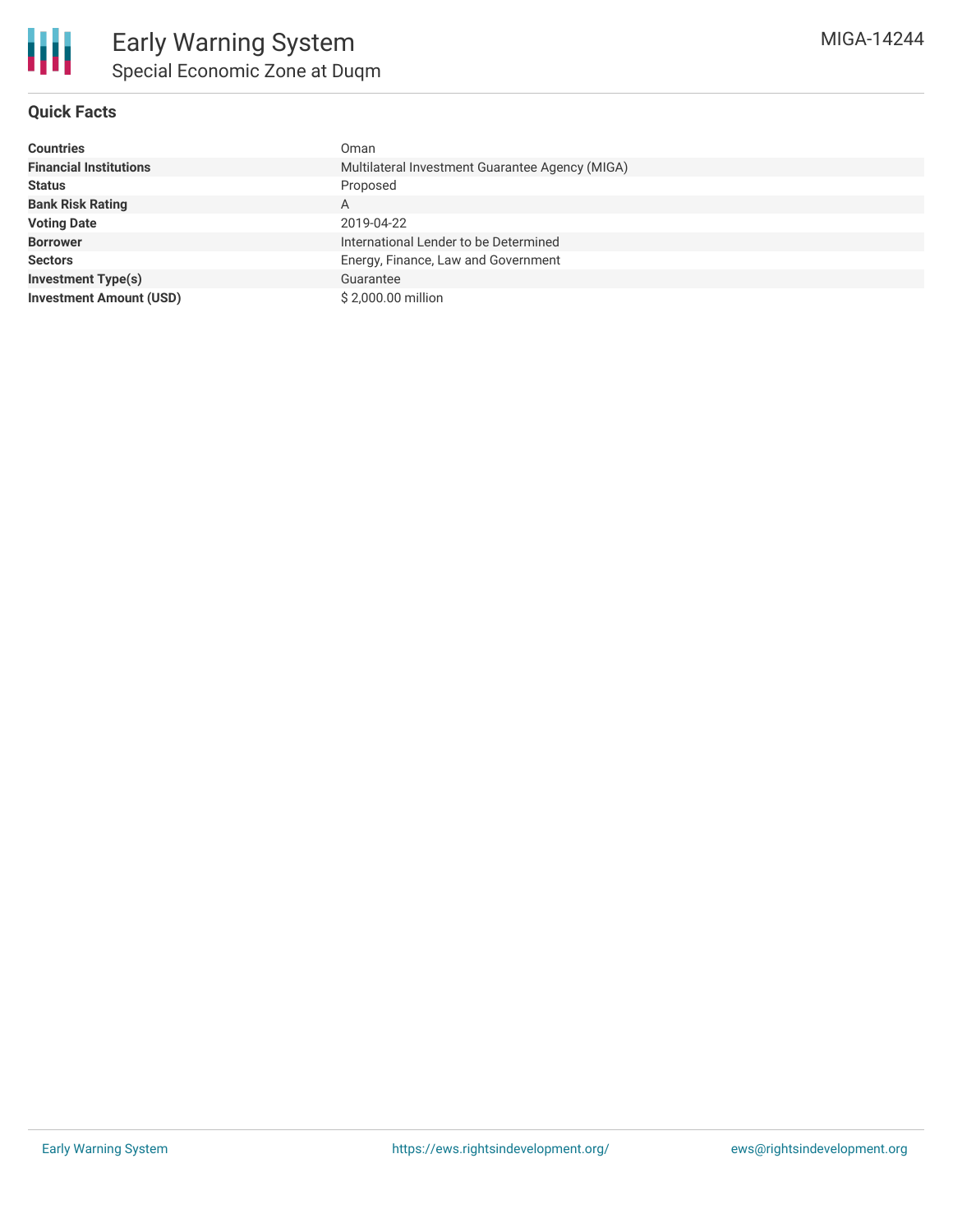# Early Warning System
## Special Economic Zone at Duqm

MIGA-14244

### Quick Facts

| | |
|---|---|
| **Countries** | Oman |
| **Financial Institutions** | Multilateral Investment Guarantee Agency (MIGA) |
| **Status** | Proposed |
| **Bank Risk Rating** | A |
| **Voting Date** | 2019-04-22 |
| **Borrower** | International Lender to be Determined |
| **Sectors** | Energy, Finance, Law and Government |
| **Investment Type(s)** | Guarantee |
| **Investment Amount (USD)** | $ 2,000.00 million |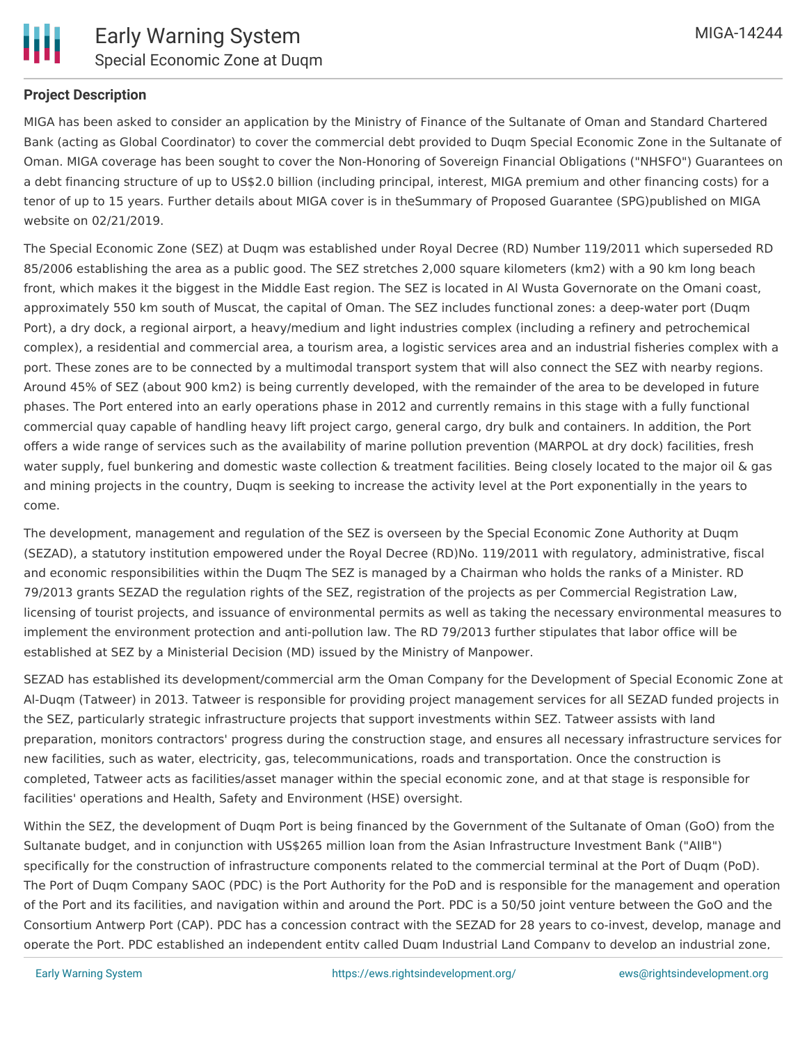## Project Description

MIGA has been asked to consider an application by the Ministry of Finance of the Sultanate of Oman and Standard Chartered Bank (acting as Global Coordinator) to cover the commercial debt provided to Duqm Special Economic Zone in the Sultanate of Oman. MIGA coverage has been sought to cover the Non-Honoring of Sovereign Financial Obligations ("NHSFO") Guarantees on a debt financing structure of up to US$2.0 billion (including principal, interest, MIGA premium and other financing costs) for a tenor of up to 15 years. Further details about MIGA cover is in theSummary of Proposed Guarantee (SPG)published on MIGA website on 02/21/2019.

The Special Economic Zone (SEZ) at Duqm was established under Royal Decree (RD) Number 119/2011 which superseded RD 85/2006 establishing the area as a public good. The SEZ stretches 2,000 square kilometers (km2) with a 90 km long beach front, which makes it the biggest in the Middle East region. The SEZ is located in Al Wusta Governorate on the Omani coast, approximately 550 km south of Muscat, the capital of Oman. The SEZ includes functional zones: a deep-water port (Duqm Port), a dry dock, a regional airport, a heavy/medium and light industries complex (including a refinery and petrochemical complex), a residential and commercial area, a tourism area, a logistic services area and an industrial fisheries complex with a port. These zones are to be connected by a multimodal transport system that will also connect the SEZ with nearby regions. Around 45% of SEZ (about 900 km2) is being currently developed, with the remainder of the area to be developed in future phases. The Port entered into an early operations phase in 2012 and currently remains in this stage with a fully functional commercial quay capable of handling heavy lift project cargo, general cargo, dry bulk and containers. In addition, the Port offers a wide range of services such as the availability of marine pollution prevention (MARPOL at dry dock) facilities, fresh water supply, fuel bunkering and domestic waste collection & treatment facilities. Being closely located to the major oil & gas and mining projects in the country, Duqm is seeking to increase the activity level at the Port exponentially in the years to come.

The development, management and regulation of the SEZ is overseen by the Special Economic Zone Authority at Duqm (SEZAD), a statutory institution empowered under the Royal Decree (RD)No. 119/2011 with regulatory, administrative, fiscal and economic responsibilities within the Duqm The SEZ is managed by a Chairman who holds the ranks of a Minister. RD 79/2013 grants SEZAD the regulation rights of the SEZ, registration of the projects as per Commercial Registration Law, licensing of tourist projects, and issuance of environmental permits as well as taking the necessary environmental measures to implement the environment protection and anti-pollution law. The RD 79/2013 further stipulates that labor office will be established at SEZ by a Ministerial Decision (MD) issued by the Ministry of Manpower.

SEZAD has established its development/commercial arm the Oman Company for the Development of Special Economic Zone at Al-Duqm (Tatweer) in 2013. Tatweer is responsible for providing project management services for all SEZAD funded projects in the SEZ, particularly strategic infrastructure projects that support investments within SEZ. Tatweer assists with land preparation, monitors contractors' progress during the construction stage, and ensures all necessary infrastructure services for new facilities, such as water, electricity, gas, telecommunications, roads and transportation. Once the construction is completed, Tatweer acts as facilities/asset manager within the special economic zone, and at that stage is responsible for facilities' operations and Health, Safety and Environment (HSE) oversight.

Within the SEZ, the development of Duqm Port is being financed by the Government of the Sultanate of Oman (GoO) from the Sultanate budget, and in conjunction with US$265 million loan from the Asian Infrastructure Investment Bank ("AIIB") specifically for the construction of infrastructure components related to the commercial terminal at the Port of Duqm (PoD). The Port of Duqm Company SAOC (PDC) is the Port Authority for the PoD and is responsible for the management and operation of the Port and its facilities, and navigation within and around the Port. PDC is a 50/50 joint venture between the GoO and the Consortium Antwerp Port (CAP). PDC has a concession contract with the SEZAD for 28 years to co-invest, develop, manage and operate the Port. PDC established an independent entity called Duqm Industrial Land Company to develop an industrial zone,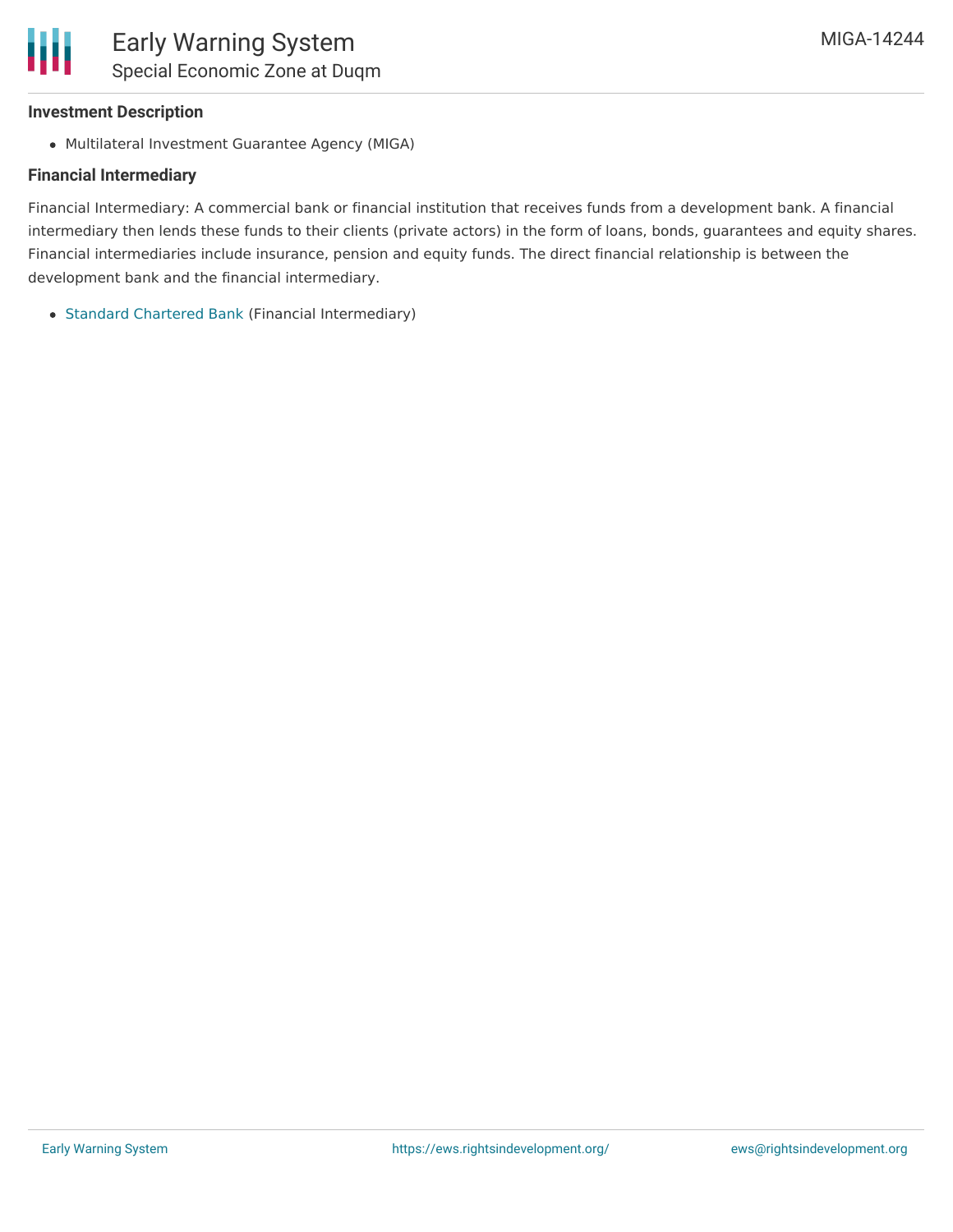### Investment Description

- Multilateral Investment Guarantee Agency (MIGA)

### Financial Intermediary

Financial Intermediary: A commercial bank or financial institution that receives funds from a development bank. A financial intermediary then lends these funds to their clients (private actors) in the form of loans, bonds, guarantees and equity shares. Financial intermediaries include insurance, pension and equity funds. The direct financial relationship is between the development bank and the financial intermediary.

- Standard Chartered Bank (Financial Intermediary)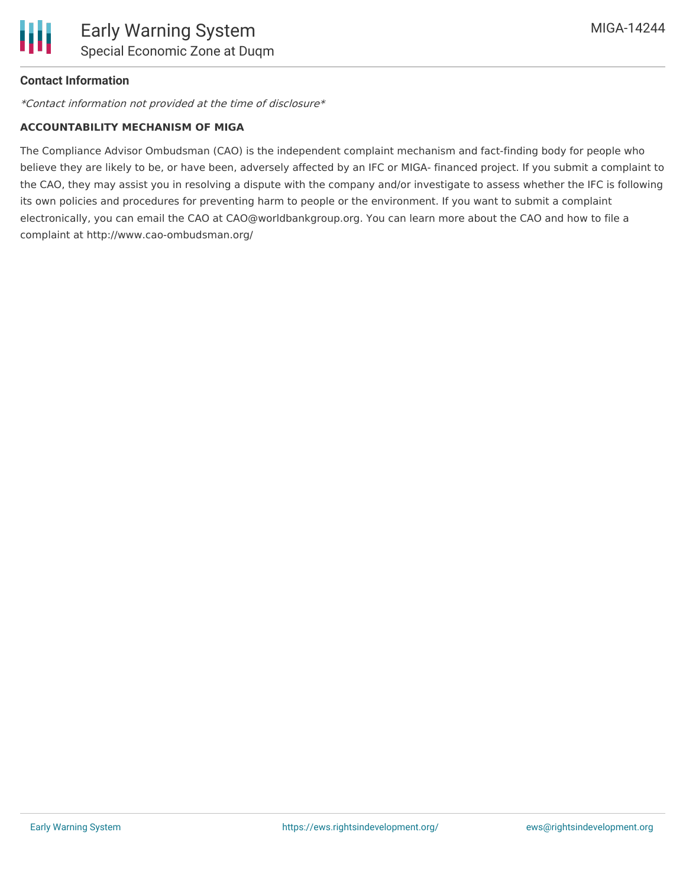**Contact Information**

*\*Contact information not provided at the time of disclosure\**

**ACCOUNTABILITY MECHANISM OF MIGA**

The Compliance Advisor Ombudsman (CAO) is the independent complaint mechanism and fact-finding body for people who believe they are likely to be, or have been, adversely affected by an IFC or MIGA- financed project. If you submit a complaint to the CAO, they may assist you in resolving a dispute with the company and/or investigate to assess whether the IFC is following its own policies and procedures for preventing harm to people or the environment. If you want to submit a complaint electronically, you can email the CAO at CAO@worldbankgroup.org. You can learn more about the CAO and how to file a complaint at http://www.cao-ombudsman.org/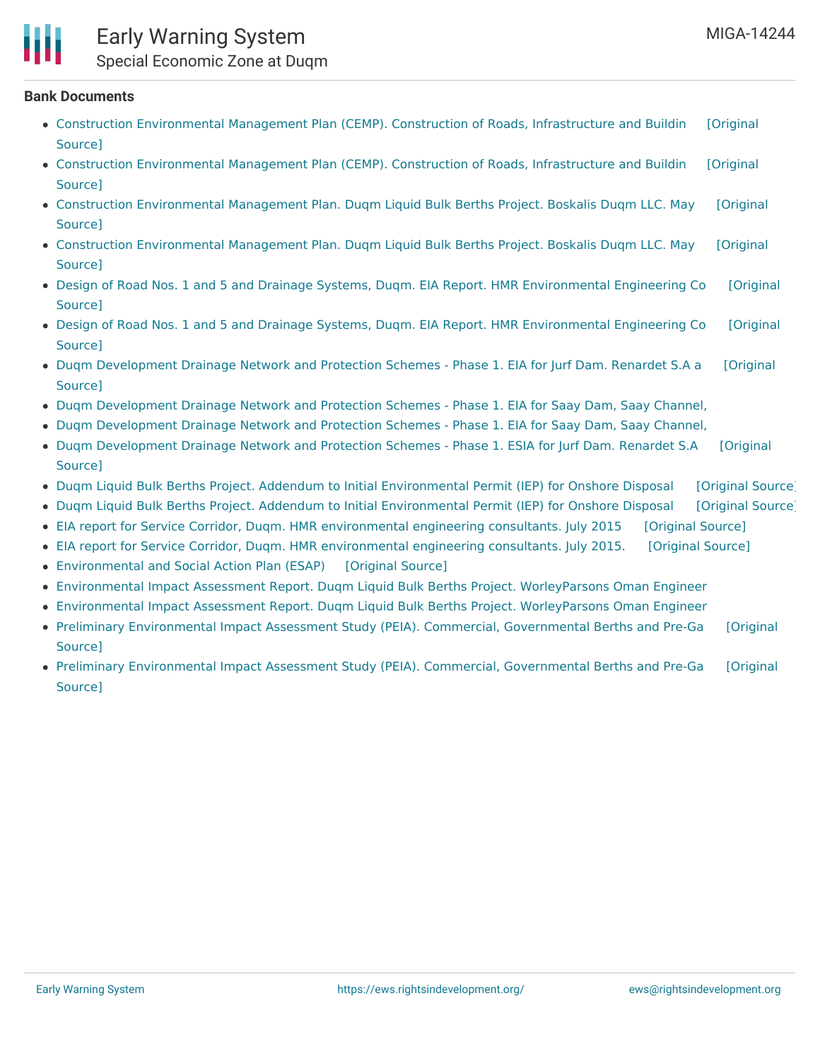**Bank Documents**

- Construction Environmental Management Plan (CEMP). Construction of Roads, Infrastructure and Buildin [Original Source]
- Construction Environmental Management Plan (CEMP). Construction of Roads, Infrastructure and Buildin [Original Source]
- Construction Environmental Management Plan. Duqm Liquid Bulk Berths Project. Boskalis Duqm LLC. May [Original Source]
- Construction Environmental Management Plan. Duqm Liquid Bulk Berths Project. Boskalis Duqm LLC. May [Original Source]
- Design of Road Nos. 1 and 5 and Drainage Systems, Duqm. EIA Report. HMR Environmental Engineering Co [Original Source]
- Design of Road Nos. 1 and 5 and Drainage Systems, Duqm. EIA Report. HMR Environmental Engineering Co [Original Source]
- Duqm Development Drainage Network and Protection Schemes - Phase 1. EIA for Jurf Dam. Renardet S.A a [Original Source]
- Duqm Development Drainage Network and Protection Schemes - Phase 1. EIA for Saay Dam, Saay Channel,
- Duqm Development Drainage Network and Protection Schemes - Phase 1. EIA for Saay Dam, Saay Channel,
- Duqm Development Drainage Network and Protection Schemes - Phase 1. ESIA for Jurf Dam. Renardet S.A [Original Source]
- Duqm Liquid Bulk Berths Project. Addendum to Initial Environmental Permit (IEP) for Onshore Disposal [Original Source]
- Duqm Liquid Bulk Berths Project. Addendum to Initial Environmental Permit (IEP) for Onshore Disposal [Original Source]
- EIA report for Service Corridor, Duqm. HMR environmental engineering consultants. July 2015 [Original Source]
- EIA report for Service Corridor, Duqm. HMR environmental engineering consultants. July 2015. [Original Source]
- Environmental and Social Action Plan (ESAP) [Original Source]
- Environmental Impact Assessment Report. Duqm Liquid Bulk Berths Project. WorleyParsons Oman Engineer
- Environmental Impact Assessment Report. Duqm Liquid Bulk Berths Project. WorleyParsons Oman Engineer
- Preliminary Environmental Impact Assessment Study (PEIA). Commercial, Governmental Berths and Pre-Ga [Original Source]
- Preliminary Environmental Impact Assessment Study (PEIA). Commercial, Governmental Berths and Pre-Ga [Original Source]